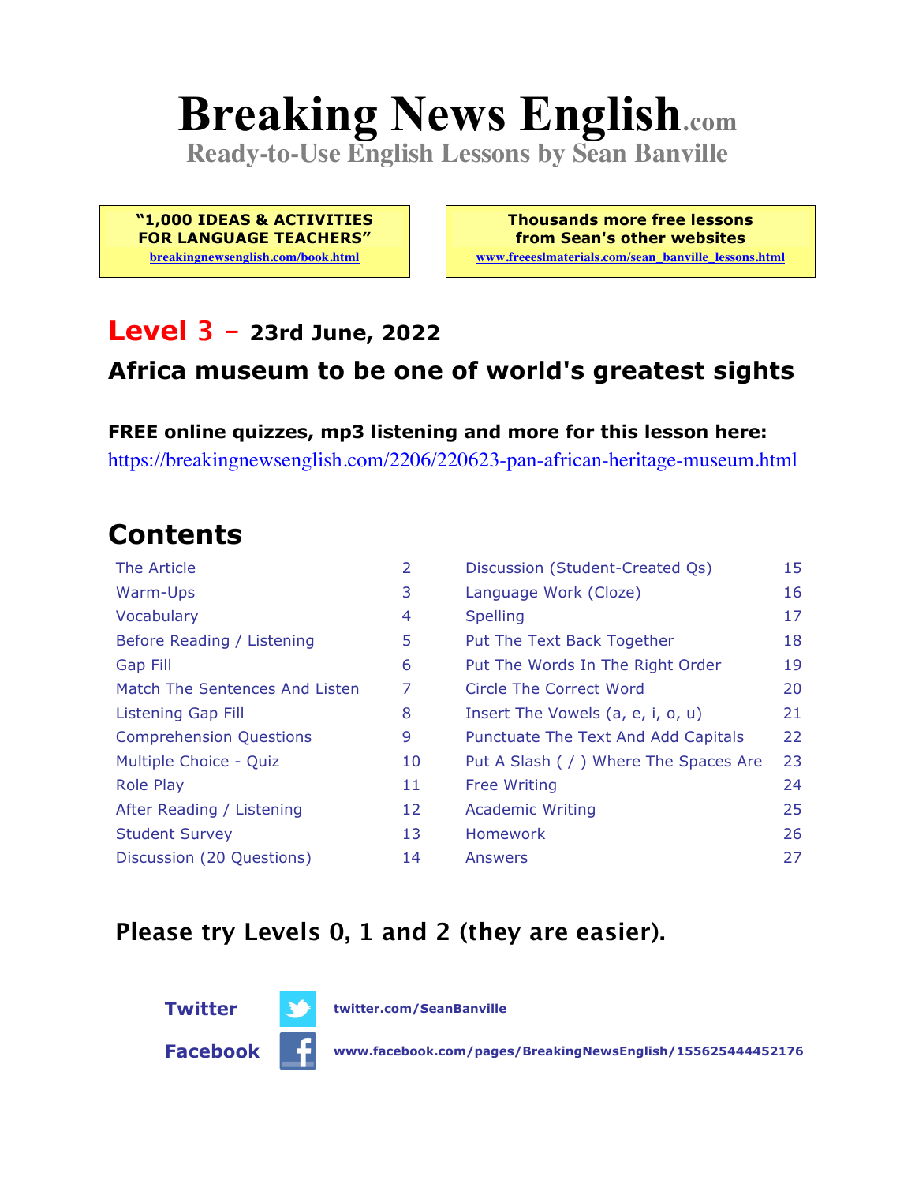# Breaking News English.com

**Ready-to-Use English Lessons by Sean Banville**

**"1,000 IDEAS & ACTIVITIES FOR LANGUAGE TEACHERS"**
breakingnewsenglish.com/book.html

**Thousands more free lessons from Sean's other websites**
www.freeeslmaterials.com/sean_banville_lessons.html

## Level 3 – 23rd June, 2022

## Africa museum to be one of world's greatest sights

**FREE online quizzes, mp3 listening and more for this lesson here:**
https://breakingnewsenglish.com/2206/220623-pan-african-heritage-museum.html

## Contents

| | | | |
|---|---|---|---|
| The Article | 2 | Discussion (Student-Created Qs) | 15 |
| Warm-Ups | 3 | Language Work (Cloze) | 16 |
| Vocabulary | 4 | Spelling | 17 |
| Before Reading / Listening | 5 | Put The Text Back Together | 18 |
| Gap Fill | 6 | Put The Words In The Right Order | 19 |
| Match The Sentences And Listen | 7 | Circle The Correct Word | 20 |
| Listening Gap Fill | 8 | Insert The Vowels (a, e, i, o, u) | 21 |
| Comprehension Questions | 9 | Punctuate The Text And Add Capitals | 22 |
| Multiple Choice - Quiz | 10 | Put A Slash ( / ) Where The Spaces Are | 23 |
| Role Play | 11 | Free Writing | 24 |
| After Reading / Listening | 12 | Academic Writing | 25 |
| Student Survey | 13 | Homework | 26 |
| Discussion (20 Questions) | 14 | Answers | 27 |

**Please try Levels 0, 1 and 2 (they are easier).**

**Twitter** twitter.com/SeanBanville

**Facebook** www.facebook.com/pages/BreakingNewsEnglish/155625444452176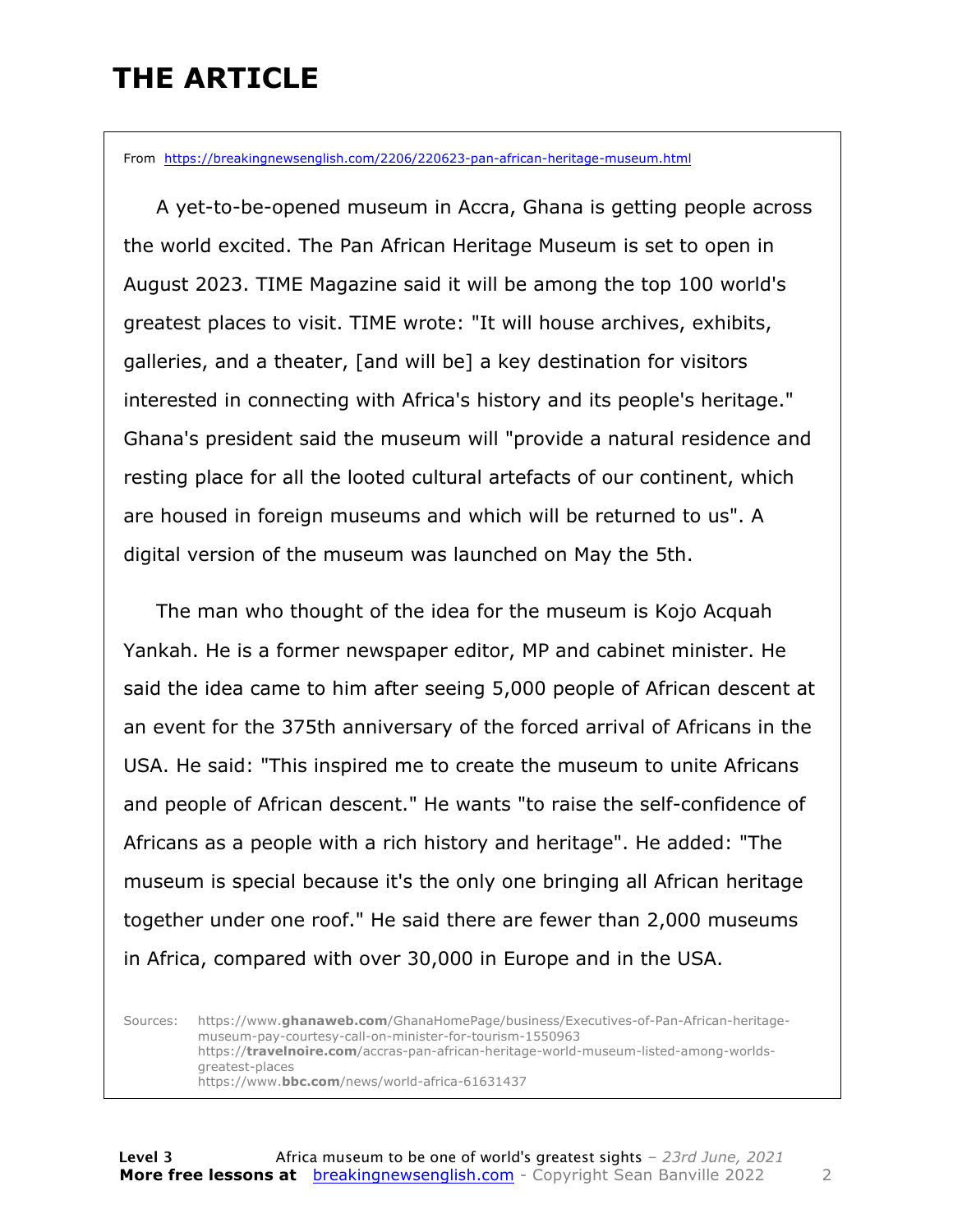# THE ARTICLE

From https://breakingnewsenglish.com/2206/220623-pan-african-heritage-museum.html

A yet-to-be-opened museum in Accra, Ghana is getting people across the world excited. The Pan African Heritage Museum is set to open in August 2023. TIME Magazine said it will be among the top 100 world's greatest places to visit. TIME wrote: "It will house archives, exhibits, galleries, and a theater, [and will be] a key destination for visitors interested in connecting with Africa's history and its people's heritage." Ghana's president said the museum will "provide a natural residence and resting place for all the looted cultural artefacts of our continent, which are housed in foreign museums and which will be returned to us". A digital version of the museum was launched on May the 5th.

The man who thought of the idea for the museum is Kojo Acquah Yankah. He is a former newspaper editor, MP and cabinet minister. He said the idea came to him after seeing 5,000 people of African descent at an event for the 375th anniversary of the forced arrival of Africans in the USA. He said: "This inspired me to create the museum to unite Africans and people of African descent." He wants "to raise the self-confidence of Africans as a people with a rich history and heritage". He added: "The museum is special because it's the only one bringing all African heritage together under one roof." He said there are fewer than 2,000 museums in Africa, compared with over 30,000 in Europe and in the USA.

Sources: https://www.**ghanaweb.com**/GhanaHomePage/business/Executives-of-Pan-African-heritage-museum-pay-courtesy-call-on-minister-for-tourism-1550963
https://**travelnoire.com**/accras-pan-african-heritage-world-museum-listed-among-worlds-greatest-places
https://www.**bbc.com**/news/world-africa-61631437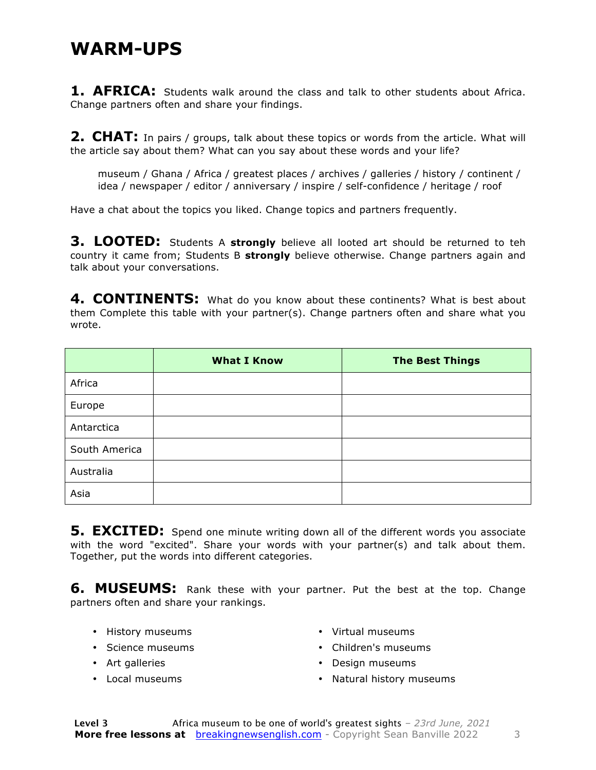# WARM-UPS

**1. AFRICA:** Students walk around the class and talk to other students about Africa. Change partners often and share your findings.

**2. CHAT:** In pairs / groups, talk about these topics or words from the article. What will the article say about them? What can you say about these words and your life?

museum / Ghana / Africa / greatest places / archives / galleries / history / continent / idea / newspaper / editor / anniversary / inspire / self-confidence / heritage / roof

Have a chat about the topics you liked. Change topics and partners frequently.

**3. LOOTED:** Students A **strongly** believe all looted art should be returned to teh country it came from; Students B **strongly** believe otherwise. Change partners again and talk about your conversations.

**4. CONTINENTS:** What do you know about these continents? What is best about them Complete this table with your partner(s). Change partners often and share what you wrote.

| | What I Know | The Best Things |
|---|---|---|
| Africa | | |
| Europe | | |
| Antarctica | | |
| South America | | |
| Australia | | |
| Asia | | |

**5. EXCITED:** Spend one minute writing down all of the different words you associate with the word "excited". Share your words with your partner(s) and talk about them. Together, put the words into different categories.

**6. MUSEUMS:** Rank these with your partner. Put the best at the top. Change partners often and share your rankings.

- History museums
- Science museums
- Art galleries
- Local museums
- Virtual museums
- Children's museums
- Design museums
- Natural history museums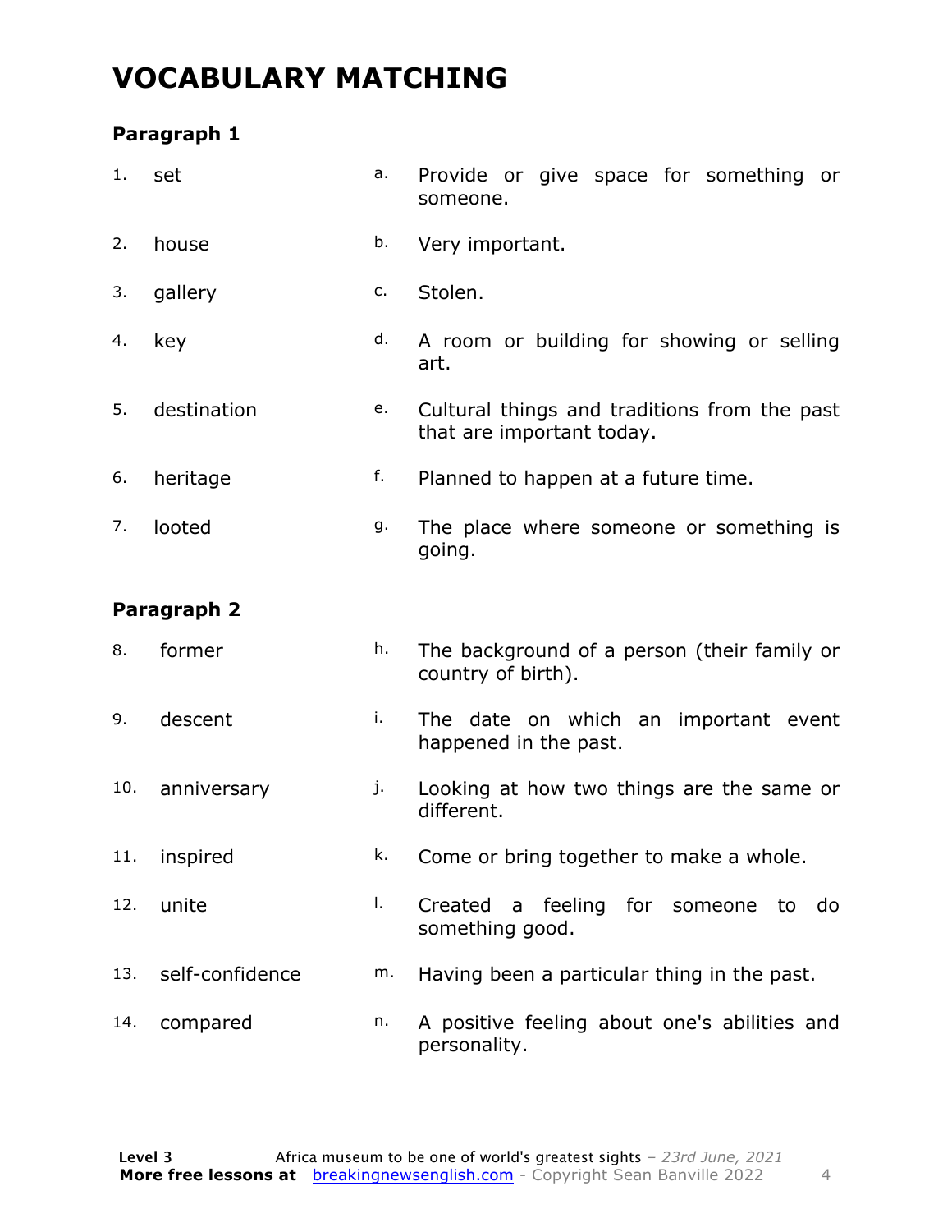# VOCABULARY MATCHING

### Paragraph 1

| | | | |
|---|---|---|---|
| 1. | set | a. | Provide or give space for something or someone. |
| 2. | house | b. | Very important. |
| 3. | gallery | c. | Stolen. |
| 4. | key | d. | A room or building for showing or selling art. |
| 5. | destination | e. | Cultural things and traditions from the past that are important today. |
| 6. | heritage | f. | Planned to happen at a future time. |
| 7. | looted | g. | The place where someone or something is going. |

### Paragraph 2

| | | | |
|---|---|---|---|
| 8. | former | h. | The background of a person (their family or country of birth). |
| 9. | descent | i. | The date on which an important event happened in the past. |
| 10. | anniversary | j. | Looking at how two things are the same or different. |
| 11. | inspired | k. | Come or bring together to make a whole. |
| 12. | unite | l. | Created a feeling for someone to do something good. |
| 13. | self-confidence | m. | Having been a particular thing in the past. |
| 14. | compared | n. | A positive feeling about one's abilities and personality. |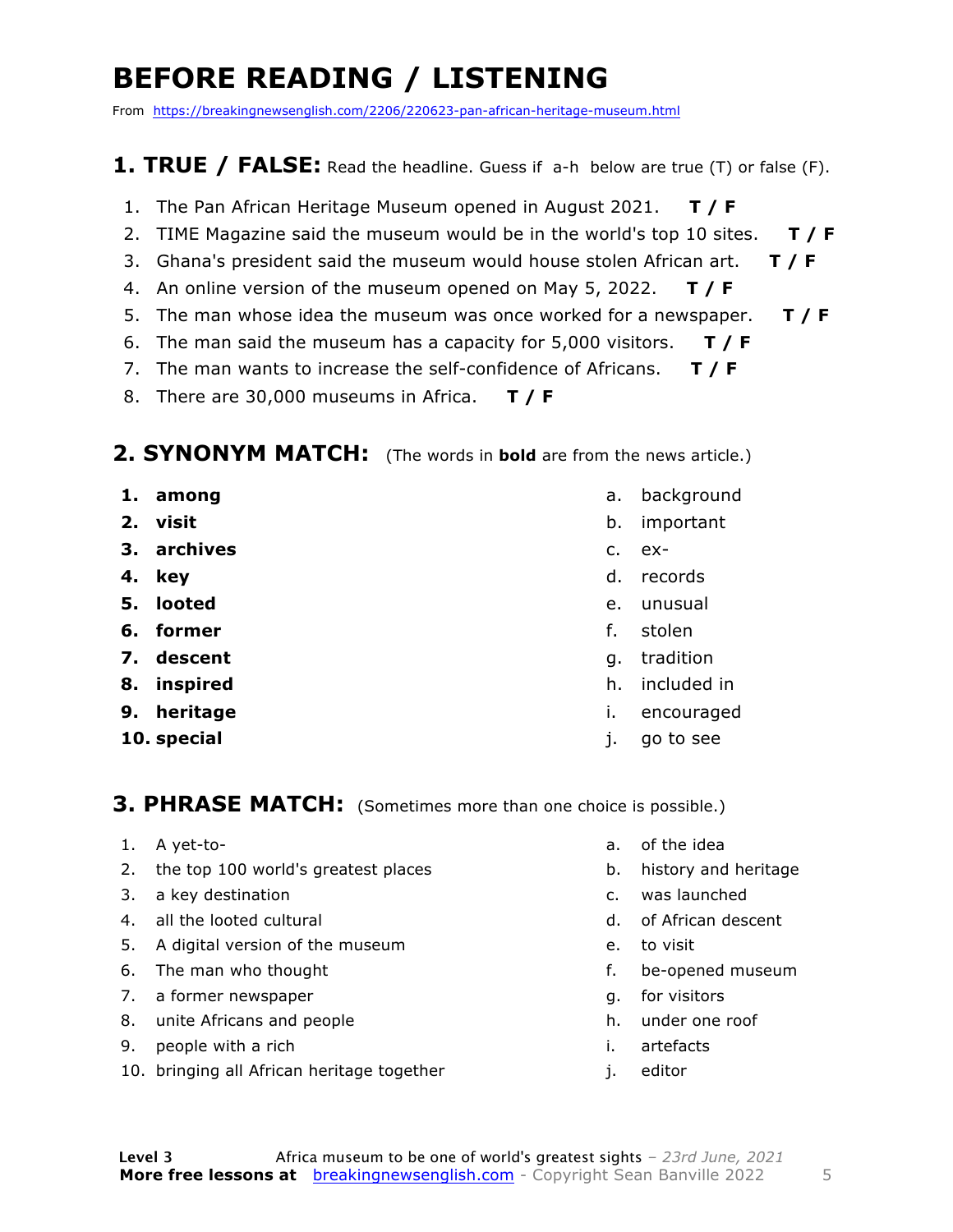# BEFORE READING / LISTENING

From https://breakingnewsenglish.com/2206/220623-pan-african-heritage-museum.html

## 1. TRUE / FALSE: Read the headline. Guess if a-h below are true (T) or false (F).

1. The Pan African Heritage Museum opened in August 2021. **T / F**
2. TIME Magazine said the museum would be in the world's top 10 sites. **T / F**
3. Ghana's president said the museum would house stolen African art. **T / F**
4. An online version of the museum opened on May 5, 2022. **T / F**
5. The man whose idea the museum was once worked for a newspaper. **T / F**
6. The man said the museum has a capacity for 5,000 visitors. **T / F**
7. The man wants to increase the self-confidence of Africans. **T / F**
8. There are 30,000 museums in Africa. **T / F**

## 2. SYNONYM MATCH: (The words in **bold** are from the news article.)

1. **among**
2. **visit**
3. **archives**
4. **key**
5. **looted**
6. **former**
7. **descent**
8. **inspired**
9. **heritage**
10. **special**

a. background
b. important
c. ex-
d. records
e. unusual
f. stolen
g. tradition
h. included in
i. encouraged
j. go to see

## 3. PHRASE MATCH: (Sometimes more than one choice is possible.)

1. A yet-to-
2. the top 100 world's greatest places
3. a key destination
4. all the looted cultural
5. A digital version of the museum
6. The man who thought
7. a former newspaper
8. unite Africans and people
9. people with a rich
10. bringing all African heritage together

a. of the idea
b. history and heritage
c. was launched
d. of African descent
e. to visit
f. be-opened museum
g. for visitors
h. under one roof
i. artefacts
j. editor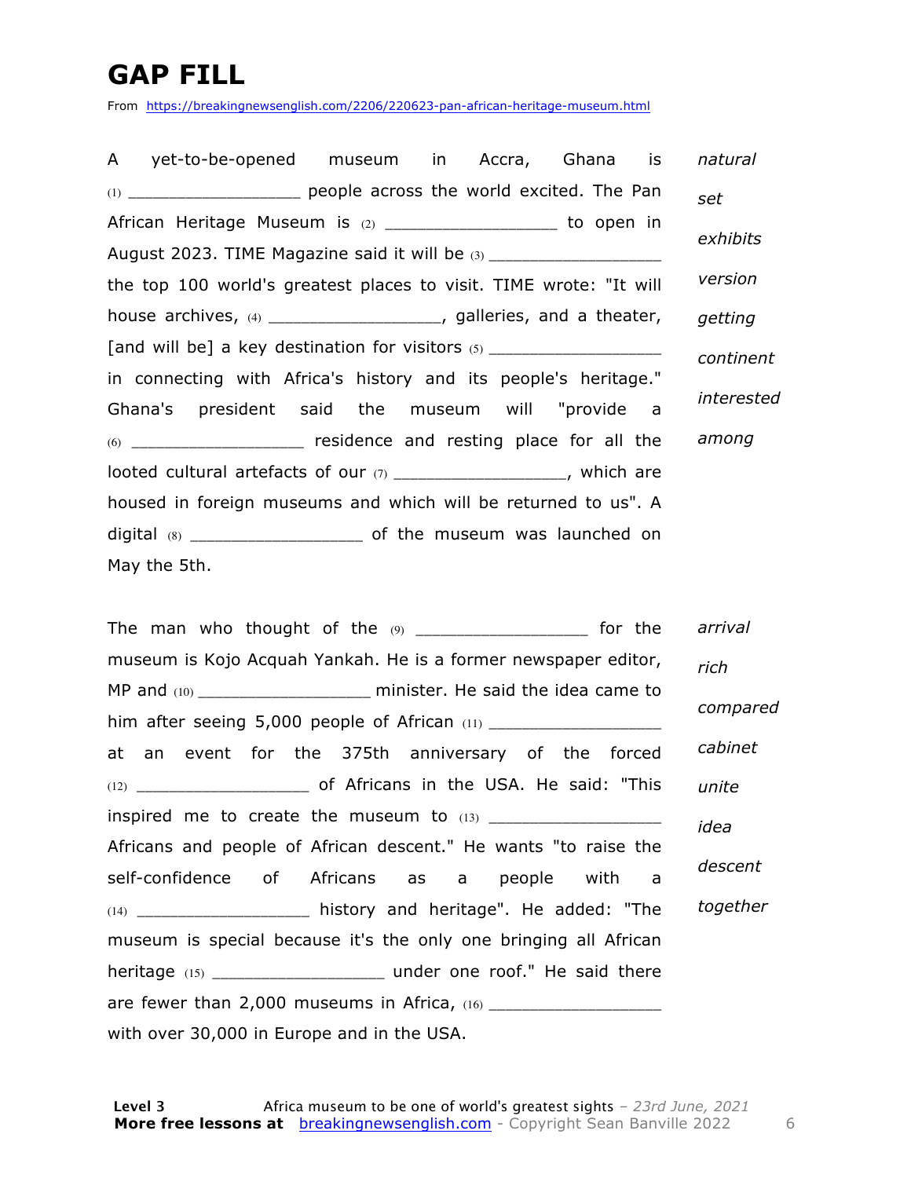# GAP FILL

From https://breakingnewsenglish.com/2206/220623-pan-african-heritage-museum.html

A yet-to-be-opened museum in Accra, Ghana is (1) _________________ people across the world excited. The Pan African Heritage Museum is (2) _________________ to open in August 2023. TIME Magazine said it will be (3) _________________ the top 100 world's greatest places to visit. TIME wrote: "It will house archives, (4) _________________, galleries, and a theater, [and will be] a key destination for visitors (5) _________________ in connecting with Africa's history and its people's heritage." Ghana's president said the museum will "provide a (6) _________________ residence and resting place for all the looted cultural artefacts of our (7) _________________, which are housed in foreign museums and which will be returned to us". A digital (8) _________________ of the museum was launched on May the 5th.

*natural*

*set*

*exhibits*

*version*

*getting*

*continent*

*interested*

*among*

The man who thought of the (9) _________________ for the museum is Kojo Acquah Yankah. He is a former newspaper editor, MP and (10) _________________ minister. He said the idea came to him after seeing 5,000 people of African (11) _________________ at an event for the 375th anniversary of the forced (12) _________________ of Africans in the USA. He said: "This inspired me to create the museum to (13) _________________ Africans and people of African descent." He wants "to raise the self-confidence of Africans as a people with a (14) _________________ history and heritage". He added: "The museum is special because it's the only one bringing all African heritage (15) _________________ under one roof." He said there are fewer than 2,000 museums in Africa, (16) _________________ with over 30,000 in Europe and in the USA.

*arrival*

*rich*

*compared*

*cabinet*

*unite*

*idea*

*descent*

*together*

**Level 3** Africa museum to be one of world's greatest sights – *23rd June, 2021*
**More free lessons at** breakingnewsenglish.com - Copyright Sean Banville 2022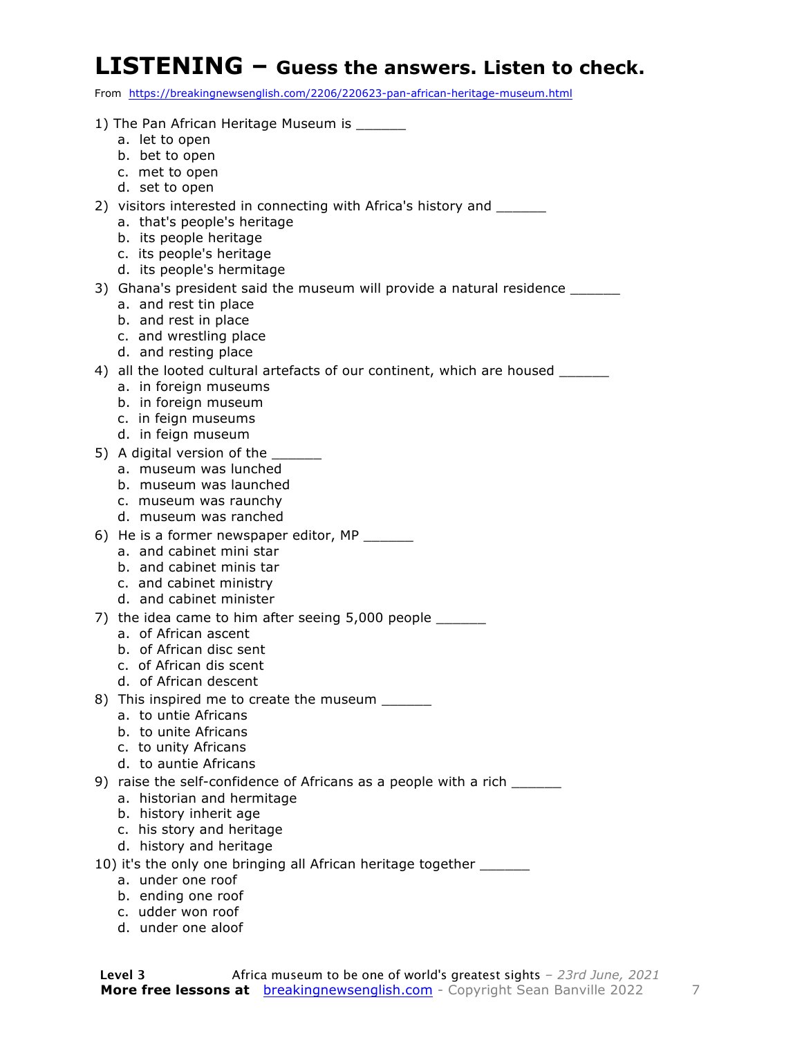# LISTENING – Guess the answers. Listen to check.

From https://breakingnewsenglish.com/2206/220623-pan-african-heritage-museum.html

1) The Pan African Heritage Museum is ______
   a. let to open
   b. bet to open
   c. met to open
   d. set to open

2) visitors interested in connecting with Africa's history and ______
   a. that's people's heritage
   b. its people heritage
   c. its people's heritage
   d. its people's hermitage

3) Ghana's president said the museum will provide a natural residence ______
   a. and rest tin place
   b. and rest in place
   c. and wrestling place
   d. and resting place

4) all the looted cultural artefacts of our continent, which are housed ______
   a. in foreign museums
   b. in foreign museum
   c. in feign museums
   d. in feign museum

5) A digital version of the ______
   a. museum was lunched
   b. museum was launched
   c. museum was raunchy
   d. museum was ranched

6) He is a former newspaper editor, MP ______
   a. and cabinet mini star
   b. and cabinet minis tar
   c. and cabinet ministry
   d. and cabinet minister

7) the idea came to him after seeing 5,000 people ______
   a. of African ascent
   b. of African disc sent
   c. of African dis scent
   d. of African descent

8) This inspired me to create the museum ______
   a. to untie Africans
   b. to unite Africans
   c. to unity Africans
   d. to auntie Africans

9) raise the self-confidence of Africans as a people with a rich ______
   a. historian and hermitage
   b. history inherit age
   c. his story and heritage
   d. history and heritage

10) it's the only one bringing all African heritage together ______
   a. under one roof
   b. ending one roof
   c. udder won roof
   d. under one aloof

**Level 3** Africa museum to be one of world's greatest sights – *23rd June, 2021*
**More free lessons at** breakingnewsenglish.com - Copyright Sean Banville 2022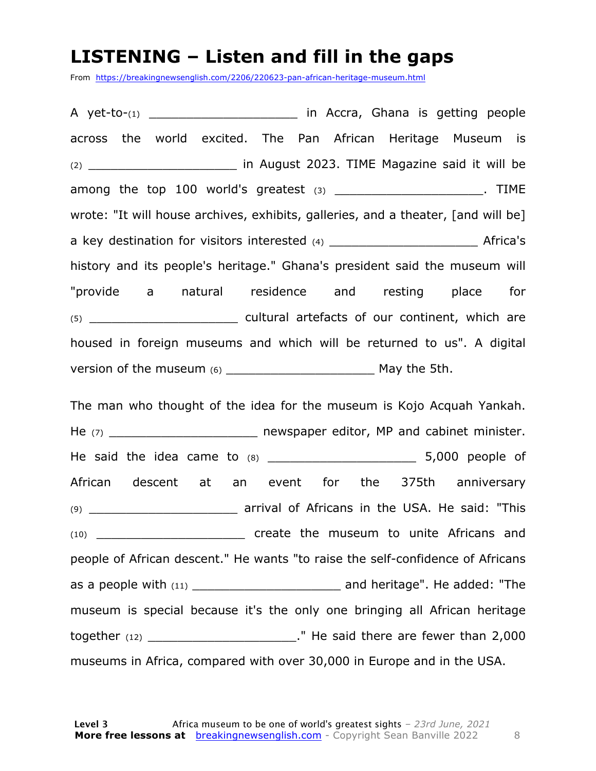# LISTENING – Listen and fill in the gaps

From https://breakingnewsenglish.com/2206/220623-pan-african-heritage-museum.html

A yet-to-(1) ____________________ in Accra, Ghana is getting people across the world excited. The Pan African Heritage Museum is (2) ____________________ in August 2023. TIME Magazine said it will be among the top 100 world's greatest (3) ____________________. TIME wrote: "It will house archives, exhibits, galleries, and a theater, [and will be] a key destination for visitors interested (4) ____________________ Africa's history and its people's heritage." Ghana's president said the museum will "provide a natural residence and resting place for (5) ____________________ cultural artefacts of our continent, which are housed in foreign museums and which will be returned to us". A digital version of the museum (6) ____________________ May the 5th.

The man who thought of the idea for the museum is Kojo Acquah Yankah. He (7) ____________________ newspaper editor, MP and cabinet minister. He said the idea came to (8) ____________________ 5,000 people of African descent at an event for the 375th anniversary (9) ____________________ arrival of Africans in the USA. He said: "This (10) ____________________ create the museum to unite Africans and people of African descent." He wants "to raise the self-confidence of Africans as a people with (11) ____________________ and heritage". He added: "The museum is special because it's the only one bringing all African heritage together (12) ____________________." He said there are fewer than 2,000 museums in Africa, compared with over 30,000 in Europe and in the USA.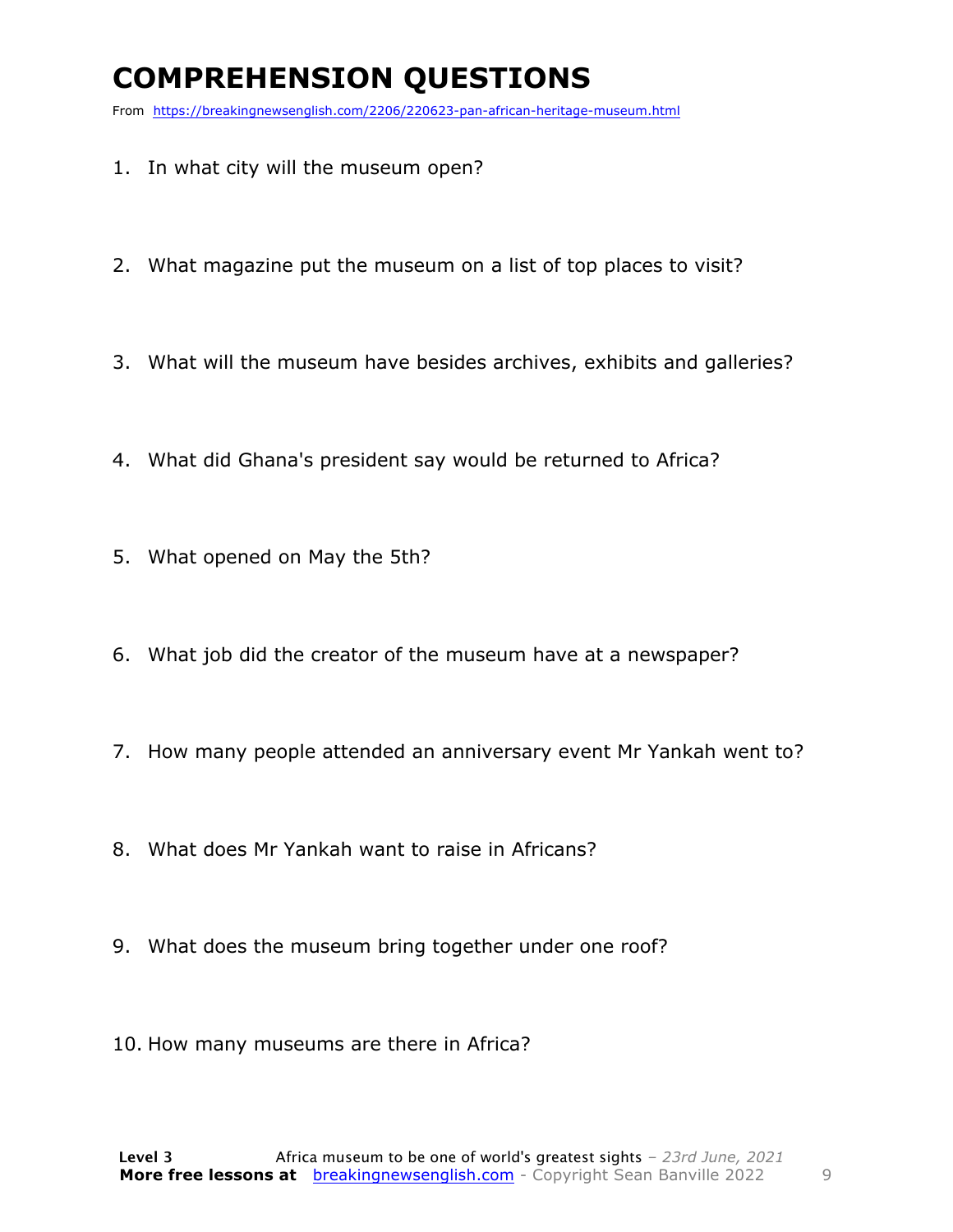# COMPREHENSION QUESTIONS

From https://breakingnewsenglish.com/2206/220623-pan-african-heritage-museum.html

1. In what city will the museum open?
2. What magazine put the museum on a list of top places to visit?
3. What will the museum have besides archives, exhibits and galleries?
4. What did Ghana's president say would be returned to Africa?
5. What opened on May the 5th?
6. What job did the creator of the museum have at a newspaper?
7. How many people attended an anniversary event Mr Yankah went to?
8. What does Mr Yankah want to raise in Africans?
9. What does the museum bring together under one roof?
10. How many museums are there in Africa?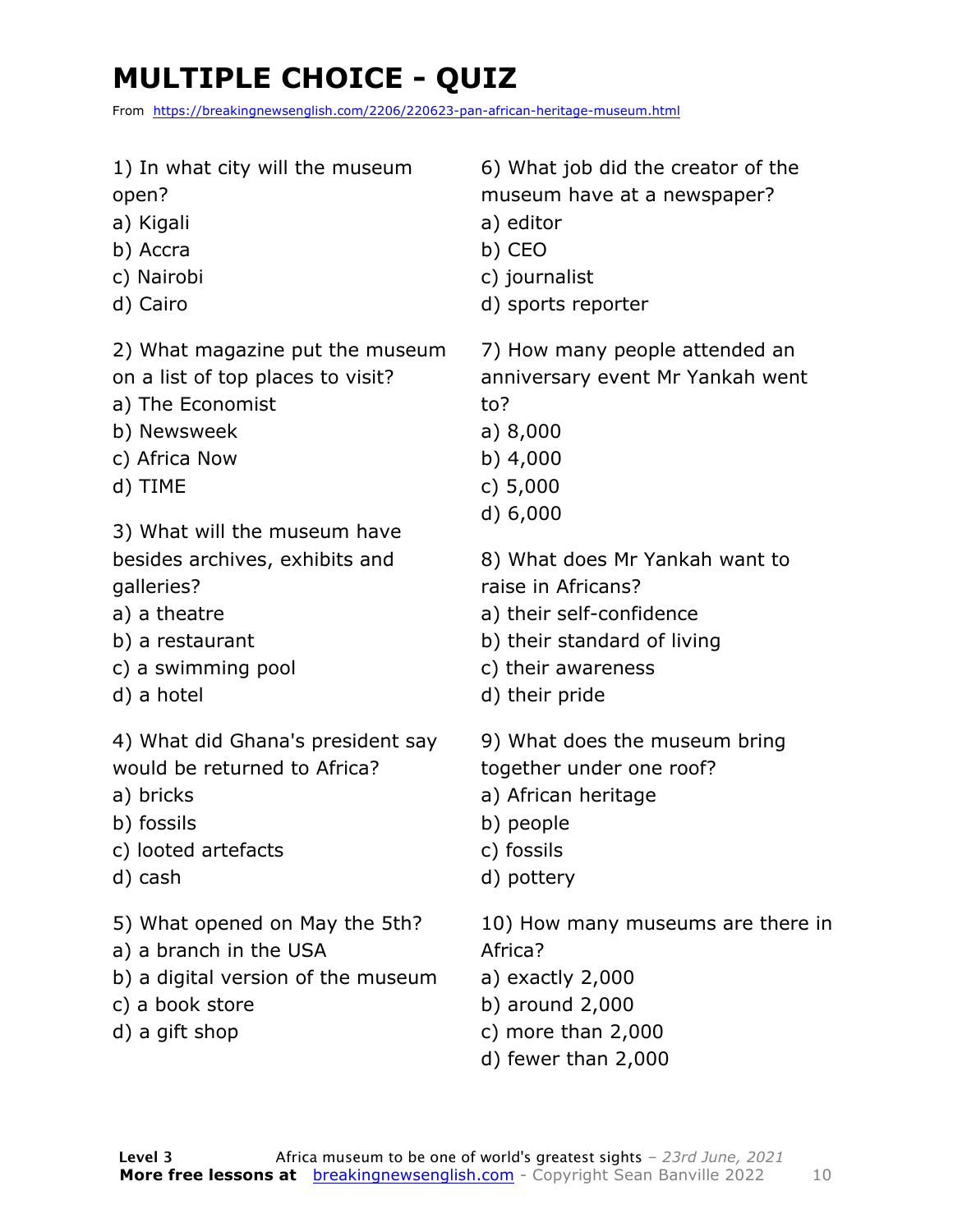# MULTIPLE CHOICE - QUIZ

From https://breakingnewsenglish.com/2206/220623-pan-african-heritage-museum.html

1) In what city will the museum open?
a) Kigali
b) Accra
c) Nairobi
d) Cairo

2) What magazine put the museum on a list of top places to visit?
a) The Economist
b) Newsweek
c) Africa Now
d) TIME

3) What will the museum have besides archives, exhibits and galleries?
a) a theatre
b) a restaurant
c) a swimming pool
d) a hotel

4) What did Ghana's president say would be returned to Africa?
a) bricks
b) fossils
c) looted artefacts
d) cash

5) What opened on May the 5th?
a) a branch in the USA
b) a digital version of the museum
c) a book store
d) a gift shop

6) What job did the creator of the museum have at a newspaper?
a) editor
b) CEO
c) journalist
d) sports reporter

7) How many people attended an anniversary event Mr Yankah went to?
a) 8,000
b) 4,000
c) 5,000
d) 6,000

8) What does Mr Yankah want to raise in Africans?
a) their self-confidence
b) their standard of living
c) their awareness
d) their pride

9) What does the museum bring together under one roof?
a) African heritage
b) people
c) fossils
d) pottery

10) How many museums are there in Africa?
a) exactly 2,000
b) around 2,000
c) more than 2,000
d) fewer than 2,000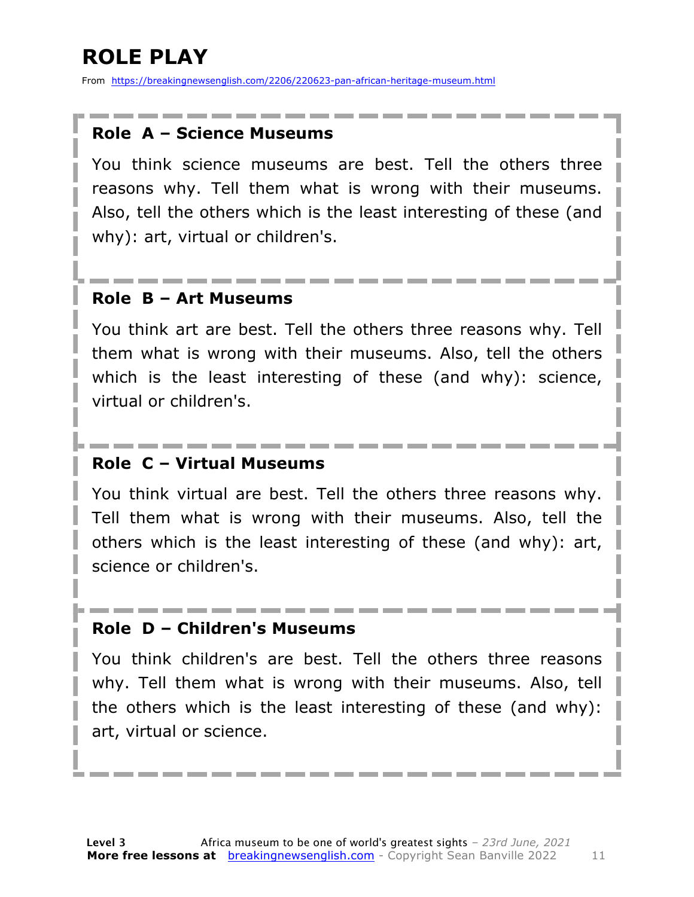# ROLE PLAY

From https://breakingnewsenglish.com/2206/220623-pan-african-heritage-museum.html

### Role A – Science Museums

You think science museums are best. Tell the others three reasons why. Tell them what is wrong with their museums. Also, tell the others which is the least interesting of these (and why): art, virtual or children's.

### Role B – Art Museums

You think art are best. Tell the others three reasons why. Tell them what is wrong with their museums. Also, tell the others which is the least interesting of these (and why): science, virtual or children's.

### Role C – Virtual Museums

You think virtual are best. Tell the others three reasons why. Tell them what is wrong with their museums. Also, tell the others which is the least interesting of these (and why): art, science or children's.

### Role D – Children's Museums

You think children's are best. Tell the others three reasons why. Tell them what is wrong with their museums. Also, tell the others which is the least interesting of these (and why): art, virtual or science.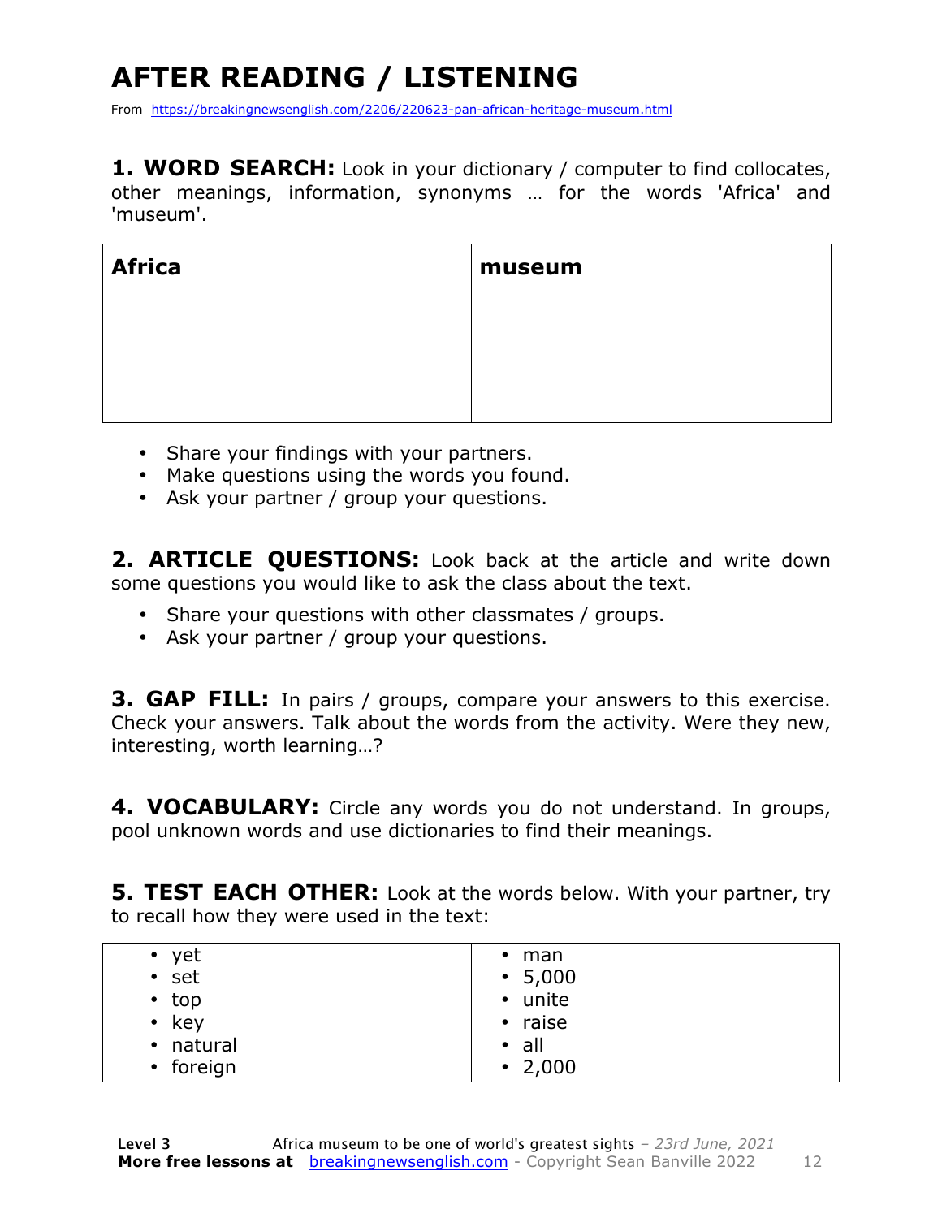# AFTER READING / LISTENING

From https://breakingnewsenglish.com/2206/220623-pan-african-heritage-museum.html

**1. WORD SEARCH:** Look in your dictionary / computer to find collocates, other meanings, information, synonyms … for the words 'Africa' and 'museum'.

| **Africa** | **museum** |
|---|---|
| | |

- Share your findings with your partners.
- Make questions using the words you found.
- Ask your partner / group your questions.

**2. ARTICLE QUESTIONS:** Look back at the article and write down some questions you would like to ask the class about the text.

- Share your questions with other classmates / groups.
- Ask your partner / group your questions.

**3. GAP FILL:** In pairs / groups, compare your answers to this exercise. Check your answers. Talk about the words from the activity. Were they new, interesting, worth learning…?

**4. VOCABULARY:** Circle any words you do not understand. In groups, pool unknown words and use dictionaries to find their meanings.

**5. TEST EACH OTHER:** Look at the words below. With your partner, try to recall how they were used in the text:

| | |
|---|---|
| • yet<br>• set<br>• top<br>• key<br>• natural<br>• foreign | • man<br>• 5,000<br>• unite<br>• raise<br>• all<br>• 2,000 |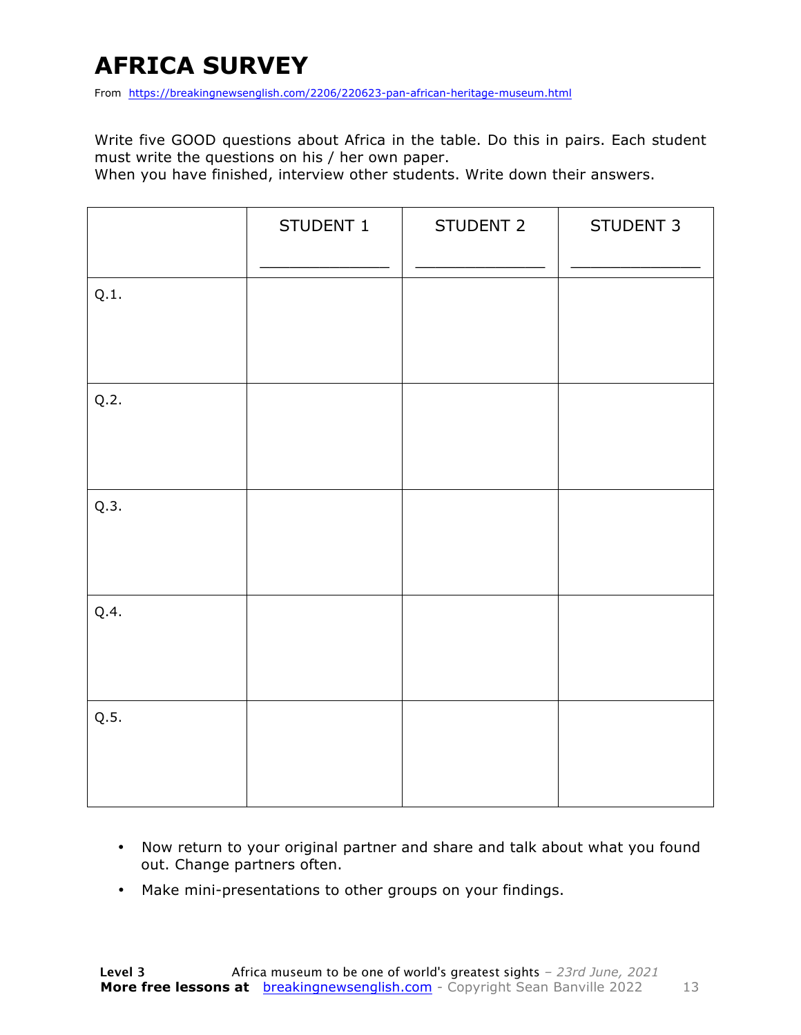# AFRICA SURVEY

From https://breakingnewsenglish.com/2206/220623-pan-african-heritage-museum.html

Write five GOOD questions about Africa in the table. Do this in pairs. Each student must write the questions on his / her own paper.
When you have finished, interview other students. Write down their answers.

| | STUDENT 1<br>_____________ | STUDENT 2<br>_____________ | STUDENT 3<br>_____________ |
|---|---|---|---|
| Q.1. | | | |
| Q.2. | | | |
| Q.3. | | | |
| Q.4. | | | |
| Q.5. | | | |

- Now return to your original partner and share and talk about what you found out. Change partners often.
- Make mini-presentations to other groups on your findings.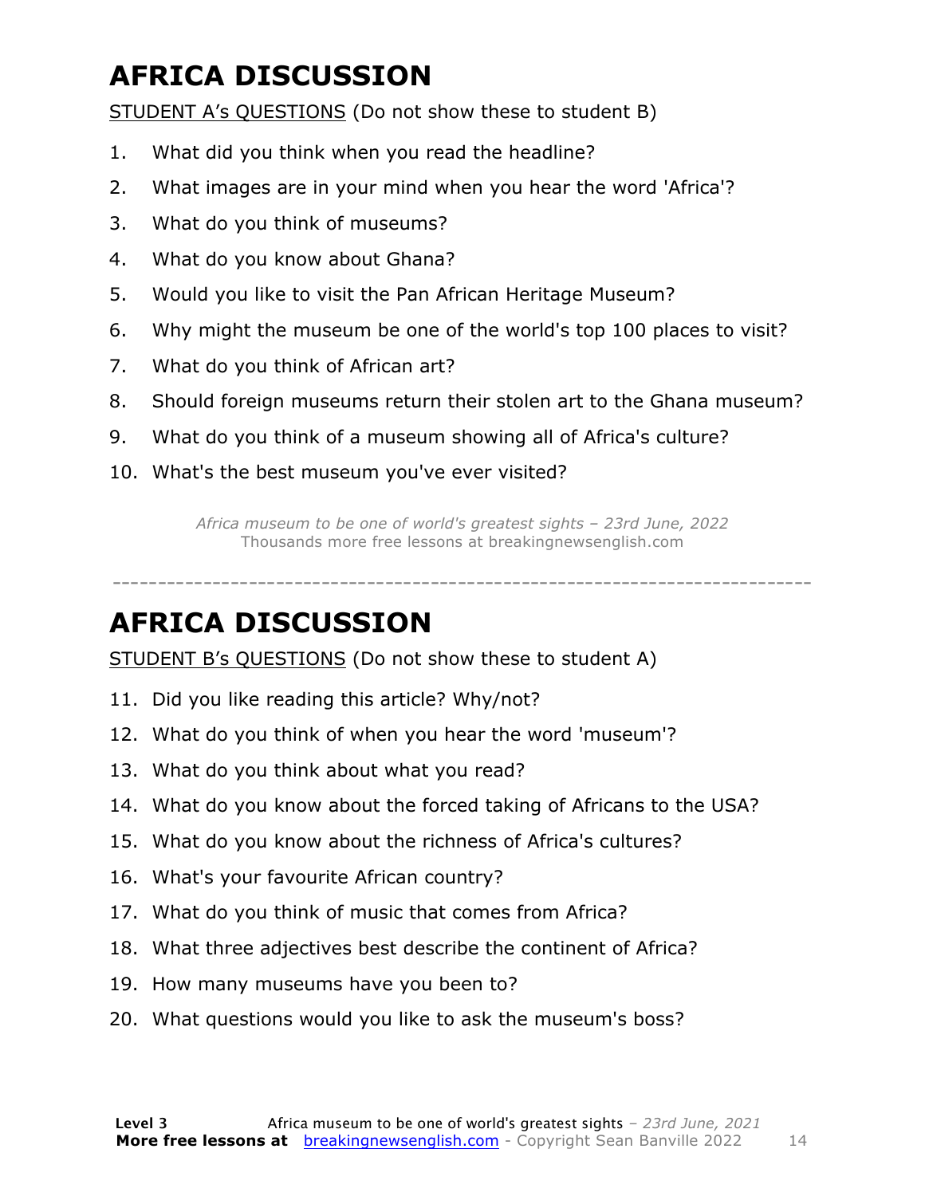# AFRICA DISCUSSION

STUDENT A's QUESTIONS (Do not show these to student B)

1. What did you think when you read the headline?
2. What images are in your mind when you hear the word 'Africa'?
3. What do you think of museums?
4. What do you know about Ghana?
5. Would you like to visit the Pan African Heritage Museum?
6. Why might the museum be one of the world's top 100 places to visit?
7. What do you think of African art?
8. Should foreign museums return their stolen art to the Ghana museum?
9. What do you think of a museum showing all of Africa's culture?
10. What's the best museum you've ever visited?

*Africa museum to be one of world's greatest sights – 23rd June, 2022*
Thousands more free lessons at breakingnewsenglish.com

---

# AFRICA DISCUSSION

STUDENT B's QUESTIONS (Do not show these to student A)

11. Did you like reading this article? Why/not?
12. What do you think of when you hear the word 'museum'?
13. What do you think about what you read?
14. What do you know about the forced taking of Africans to the USA?
15. What do you know about the richness of Africa's cultures?
16. What's your favourite African country?
17. What do you think of music that comes from Africa?
18. What three adjectives best describe the continent of Africa?
19. How many museums have you been to?
20. What questions would you like to ask the museum's boss?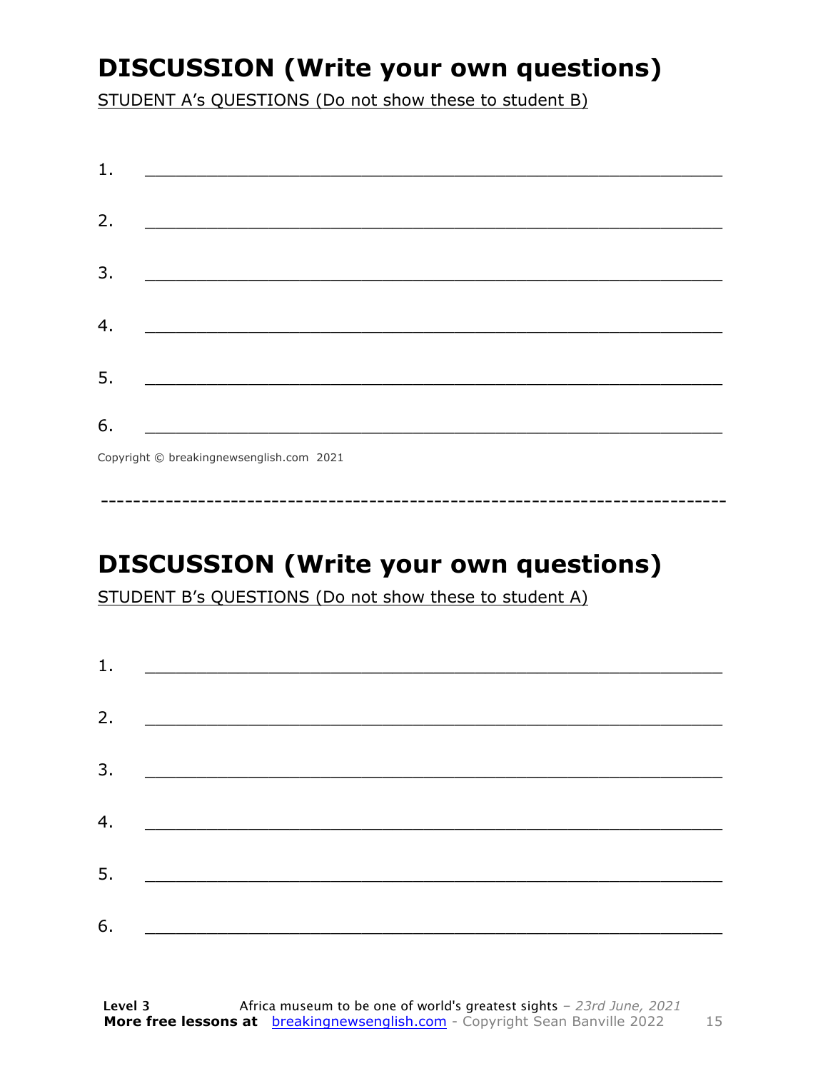# DISCUSSION (Write your own questions)

STUDENT A's QUESTIONS (Do not show these to student B)

1. ___________________________________________________________

2. ___________________________________________________________

3. ___________________________________________________________

4. ___________________________________________________________

5. ___________________________________________________________

6. ___________________________________________________________

Copyright © breakingnewsenglish.com 2021

---

# DISCUSSION (Write your own questions)

STUDENT B's QUESTIONS (Do not show these to student A)

1. ___________________________________________________________

2. ___________________________________________________________

3. ___________________________________________________________

4. ___________________________________________________________

5. ___________________________________________________________

6. ___________________________________________________________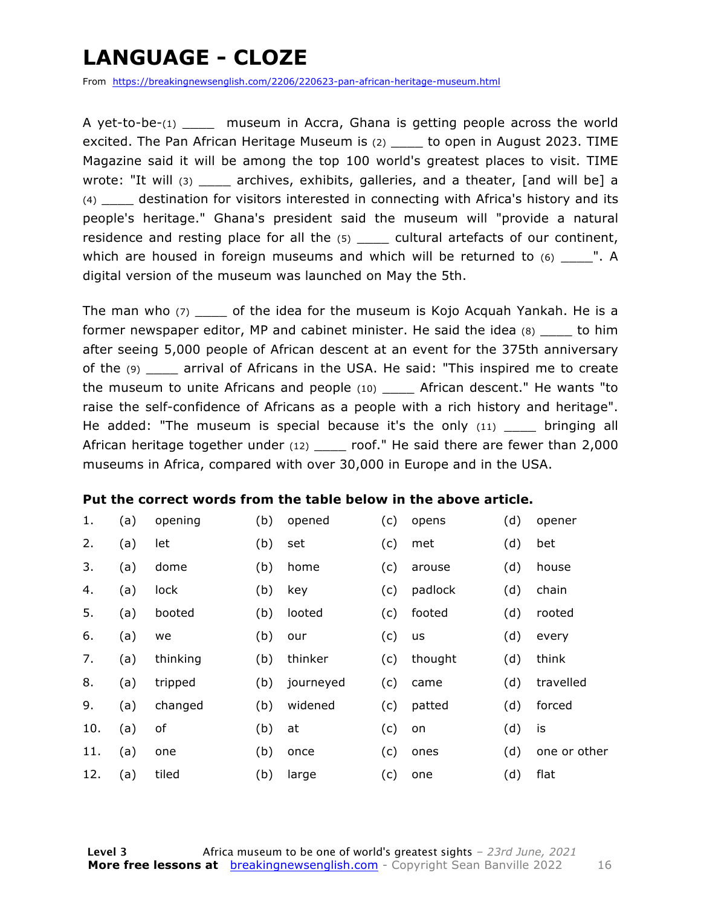# LANGUAGE - CLOZE

From https://breakingnewsenglish.com/2206/220623-pan-african-heritage-museum.html

A yet-to-be-(1) ____ museum in Accra, Ghana is getting people across the world excited. The Pan African Heritage Museum is (2) ____ to open in August 2023. TIME Magazine said it will be among the top 100 world's greatest places to visit. TIME wrote: "It will (3) ____ archives, exhibits, galleries, and a theater, [and will be] a (4) ____ destination for visitors interested in connecting with Africa's history and its people's heritage." Ghana's president said the museum will "provide a natural residence and resting place for all the (5) ____ cultural artefacts of our continent, which are housed in foreign museums and which will be returned to (6) ____". A digital version of the museum was launched on May the 5th.

The man who (7) ____ of the idea for the museum is Kojo Acquah Yankah. He is a former newspaper editor, MP and cabinet minister. He said the idea (8) ____ to him after seeing 5,000 people of African descent at an event for the 375th anniversary of the (9) ____ arrival of Africans in the USA. He said: "This inspired me to create the museum to unite Africans and people (10) ____ African descent." He wants "to raise the self-confidence of Africans as a people with a rich history and heritage". He added: "The museum is special because it's the only (11) ____ bringing all African heritage together under (12) ____ roof." He said there are fewer than 2,000 museums in Africa, compared with over 30,000 in Europe and in the USA.

**Put the correct words from the table below in the above article.**

| | | | | | | | | |
|---|---|---|---|---|---|---|---|---|
| 1. | (a) | opening | (b) | opened | (c) | opens | (d) | opener |
| 2. | (a) | let | (b) | set | (c) | met | (d) | bet |
| 3. | (a) | dome | (b) | home | (c) | arouse | (d) | house |
| 4. | (a) | lock | (b) | key | (c) | padlock | (d) | chain |
| 5. | (a) | booted | (b) | looted | (c) | footed | (d) | rooted |
| 6. | (a) | we | (b) | our | (c) | us | (d) | every |
| 7. | (a) | thinking | (b) | thinker | (c) | thought | (d) | think |
| 8. | (a) | tripped | (b) | journeyed | (c) | came | (d) | travelled |
| 9. | (a) | changed | (b) | widened | (c) | patted | (d) | forced |
| 10. | (a) | of | (b) | at | (c) | on | (d) | is |
| 11. | (a) | one | (b) | once | (c) | ones | (d) | one or other |
| 12. | (a) | tiled | (b) | large | (c) | one | (d) | flat |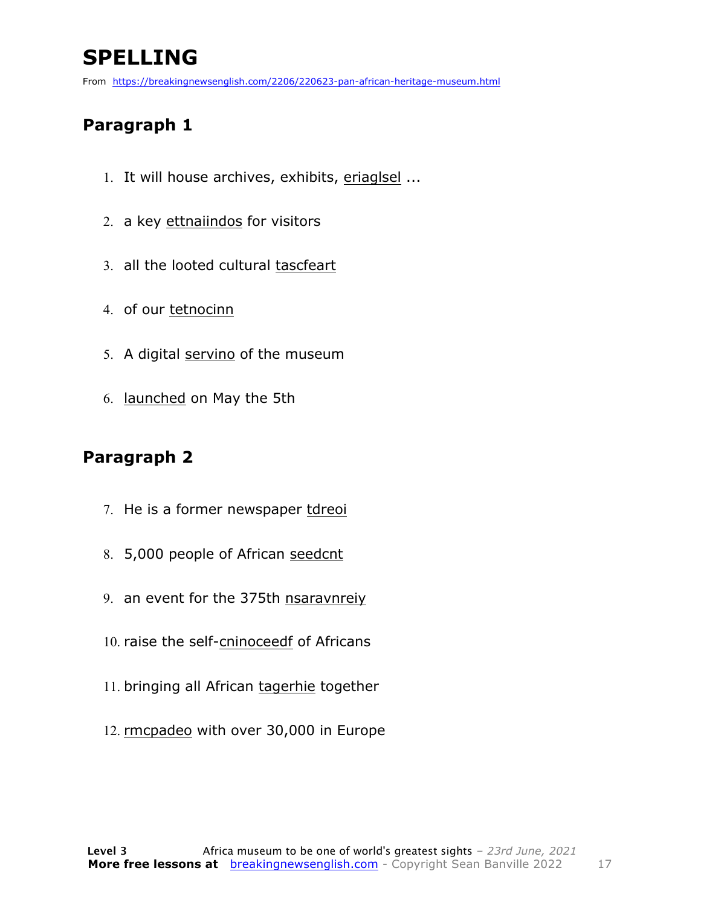# SPELLING

From https://breakingnewsenglish.com/2206/220623-pan-african-heritage-museum.html

## Paragraph 1

1. It will house archives, exhibits, eriaglsel ...
2. a key ettnaiindos for visitors
3. all the looted cultural tascfeart
4. of our tetnocinn
5. A digital servino of the museum
6. launched on May the 5th

## Paragraph 2

7. He is a former newspaper tdreoi
8. 5,000 people of African seedcnt
9. an event for the 375th nsaravnreiy
10. raise the self-cninoceedf of Africans
11. bringing all African tagerhie together
12. rmcpadeo with over 30,000 in Europe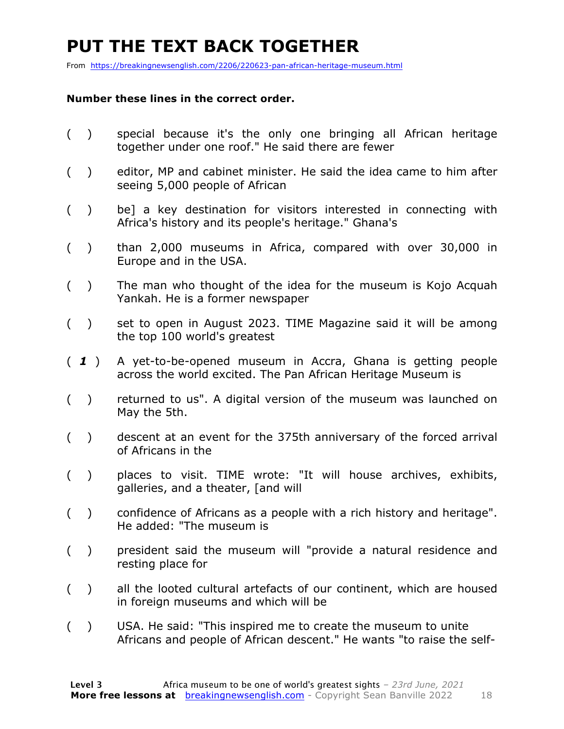# PUT THE TEXT BACK TOGETHER

From https://breakingnewsenglish.com/2206/220623-pan-african-heritage-museum.html

**Number these lines in the correct order.**

( ) special because it's the only one bringing all African heritage together under one roof." He said there are fewer

( ) editor, MP and cabinet minister. He said the idea came to him after seeing 5,000 people of African

( ) be] a key destination for visitors interested in connecting with Africa's history and its people's heritage." Ghana's

( ) than 2,000 museums in Africa, compared with over 30,000 in Europe and in the USA.

( ) The man who thought of the idea for the museum is Kojo Acquah Yankah. He is a former newspaper

( ) set to open in August 2023. TIME Magazine said it will be among the top 100 world's greatest

( ***1*** ) A yet-to-be-opened museum in Accra, Ghana is getting people across the world excited. The Pan African Heritage Museum is

( ) returned to us". A digital version of the museum was launched on May the 5th.

( ) descent at an event for the 375th anniversary of the forced arrival of Africans in the

( ) places to visit. TIME wrote: "It will house archives, exhibits, galleries, and a theater, [and will

( ) confidence of Africans as a people with a rich history and heritage". He added: "The museum is

( ) president said the museum will "provide a natural residence and resting place for

( ) all the looted cultural artefacts of our continent, which are housed in foreign museums and which will be

( ) USA. He said: "This inspired me to create the museum to unite Africans and people of African descent." He wants "to raise the self-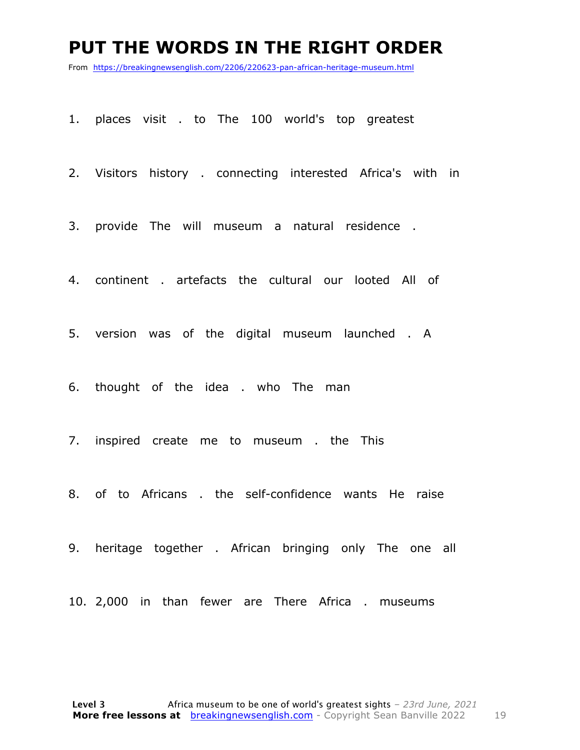# PUT THE WORDS IN THE RIGHT ORDER

From https://breakingnewsenglish.com/2206/220623-pan-african-heritage-museum.html

1. places visit . to The 100 world's top greatest
2. Visitors history . connecting interested Africa's with in
3. provide The will museum a natural residence .
4. continent . artefacts the cultural our looted All of
5. version was of the digital museum launched . A
6. thought of the idea . who The man
7. inspired create me to museum . the This
8. of to Africans . the self-confidence wants He raise
9. heritage together . African bringing only The one all
10. 2,000 in than fewer are There Africa . museums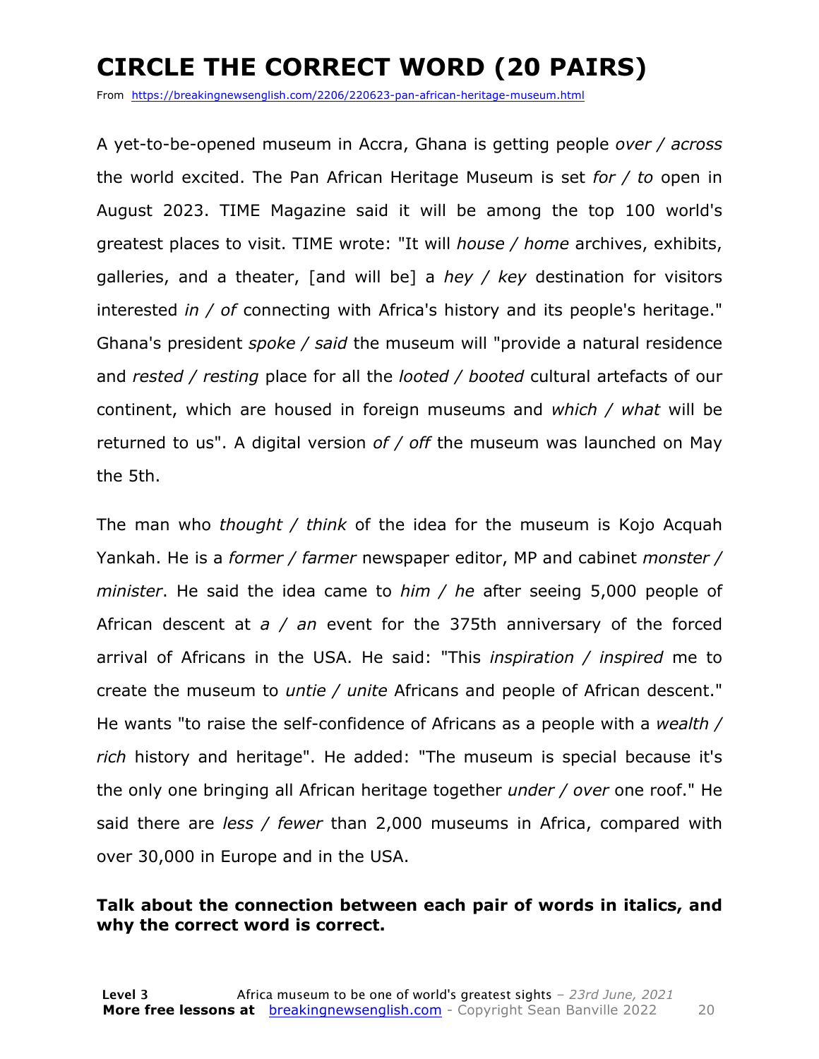# CIRCLE THE CORRECT WORD (20 PAIRS)

From https://breakingnewsenglish.com/2206/220623-pan-african-heritage-museum.html

A yet-to-be-opened museum in Accra, Ghana is getting people *over / across* the world excited. The Pan African Heritage Museum is set *for / to* open in August 2023. TIME Magazine said it will be among the top 100 world's greatest places to visit. TIME wrote: "It will *house / home* archives, exhibits, galleries, and a theater, [and will be] a *hey / key* destination for visitors interested *in / of* connecting with Africa's history and its people's heritage." Ghana's president *spoke / said* the museum will "provide a natural residence and *rested / resting* place for all the *looted / booted* cultural artefacts of our continent, which are housed in foreign museums and *which / what* will be returned to us". A digital version *of / off* the museum was launched on May the 5th.

The man who *thought / think* of the idea for the museum is Kojo Acquah Yankah. He is a *former / farmer* newspaper editor, MP and cabinet *monster / minister*. He said the idea came to *him / he* after seeing 5,000 people of African descent at *a / an* event for the 375th anniversary of the forced arrival of Africans in the USA. He said: "This *inspiration / inspired* me to create the museum to *untie / unite* Africans and people of African descent." He wants "to raise the self-confidence of Africans as a people with a *wealth / rich* history and heritage". He added: "The museum is special because it's the only one bringing all African heritage together *under / over* one roof." He said there are *less / fewer* than 2,000 museums in Africa, compared with over 30,000 in Europe and in the USA.

**Talk about the connection between each pair of words in italics, and why the correct word is correct.**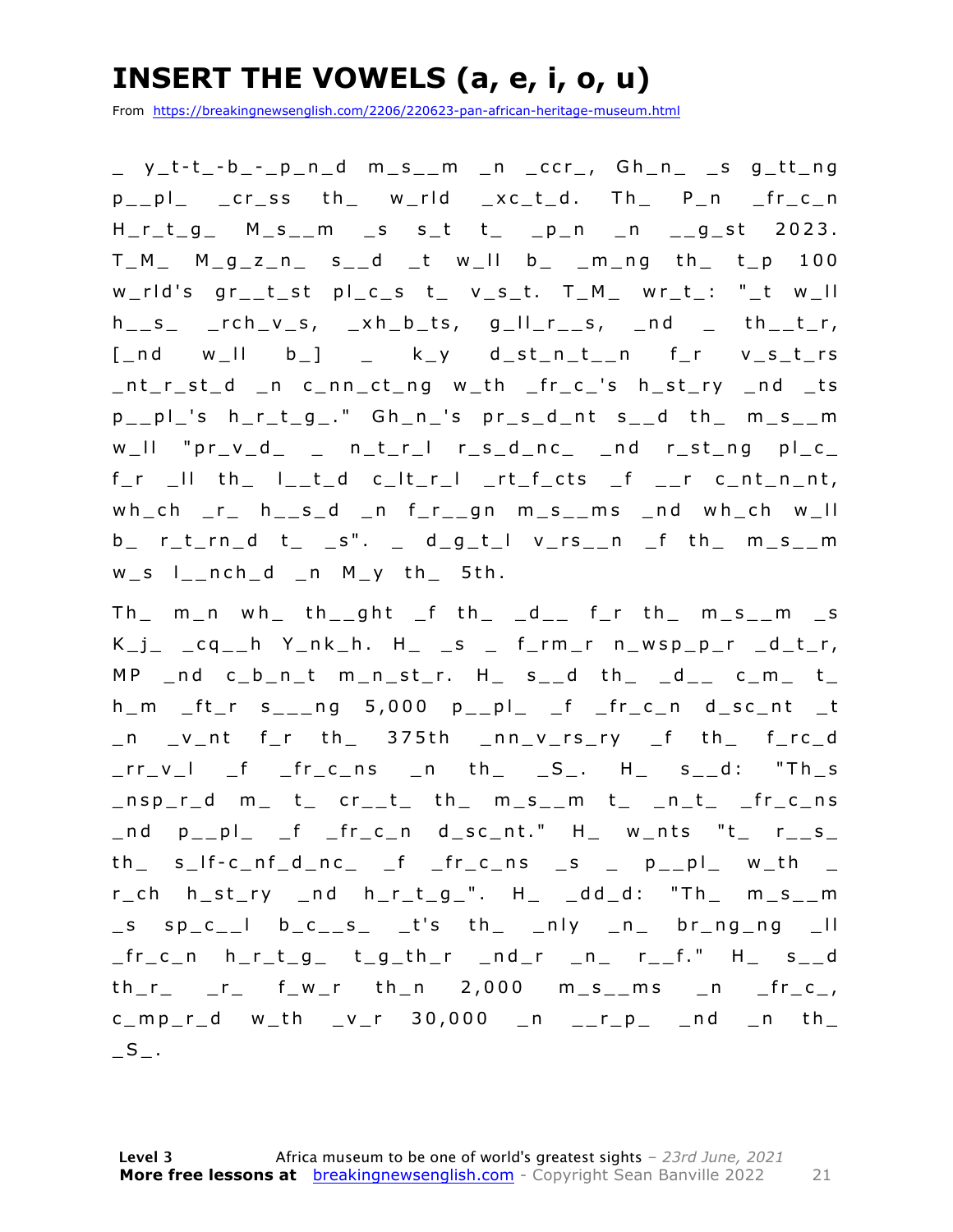# INSERT THE VOWELS (a, e, i, o, u)

From https://breakingnewsenglish.com/2206/220623-pan-african-heritage-museum.html

_ y_t-t_-b_-_p_n_d m_s__m _n _ccr_, Gh_n_ _s g_tt_ng p__pl_ _cr_ss th_ w_rld _xc_t_d. Th_ P_n _fr_c_n H_r_t_g_ M_s__m _s s_t t_ _p_n _n __g_st 2023. T_M_ M_g_z_n_ s__d _t w_ll b_ _m_ng th_ t_p 100 w_rld's gr__t_st pl_c_s t_ v_s_t. T_M_ wr_t_: "_t w_ll h__s_ _rch_v_s, _xh_b_ts, g_ll_r__s, _nd _ th__t_r, [_nd w_ll b_] _ k_y d_st_n_t__n f_r v_s_t_rs _nt_r_st_d _n c_nn_ct_ng w_th _fr_c_'s h_st_ry _nd _ts p__pl_'s h_r_t_g_." Gh_n_'s pr_s_d_nt s__d th_ m_s__m w_ll "pr_v_d_ _ n_t_r_l r_s_d_nc_ _nd r_st_ng pl_c_ f_r _ll th_ l__t_d c_lt_r_l _rt_f_cts _f __r c_nt_n_nt, wh_ch _r_ h__s_d _n f_r__gn m_s__ms _nd wh_ch w_ll b_ r_t_rn_d t_ _s". _ d_g_t_l v_rs__n _f th_ m_s__m w_s l__nch_d _n M_y th_ 5th.

Th_ m_n wh_ th__ght _f th_ _d__ f_r th_ m_s__m _s K_j_ _cq__h Y_nk_h. H_ _s _ f_rm_r n_wsp_p_r _d_t_r, MP _nd c_b_n_t m_n_st_r. H_ s__d th_ _d__ c_m_ t_ h_m _ft_r s___ng 5,000 p__pl_ _f _fr_c_n d_sc_nt _t _n _v_nt f_r th_ 375th _nn_v_rs_ry _f th_ f_rc_d _rr_v_l _f _fr_c_ns _n th_ _S_. H_ s__d: "Th_s _nsp_r_d m_ t_ cr__t_ th_ m_s__m t_ _n_t_ _fr_c_ns _nd p__pl_ _f _fr_c_n d_sc_nt." H_ w_nts "t_ r__s_ th_ s_lf-c_nf_d_nc_ _f _fr_c_ns _s _ p__pl_ w_th _ r_ch h_st_ry _nd h_r_t_g_". H_ _dd_d: "Th_ m_s__m _s sp_c__l b_c__s_ _t's th_ _nly _n_ br_ng_ng _ll _fr_c_n h_r_t_g_ t_g_th_r _nd_r _n_ r__f." H_ s__d th_r_ _r_ f_w_r th_n 2,000 m_s__ms _n _fr_c_, c_mp_r_d w_th _v_r 30,000 _n __r_p_ _nd _n th_ _S_.

**Level 3** Africa museum to be one of world's greatest sights – *23rd June, 2021*
**More free lessons at** breakingnewsenglish.com - Copyright Sean Banville 2022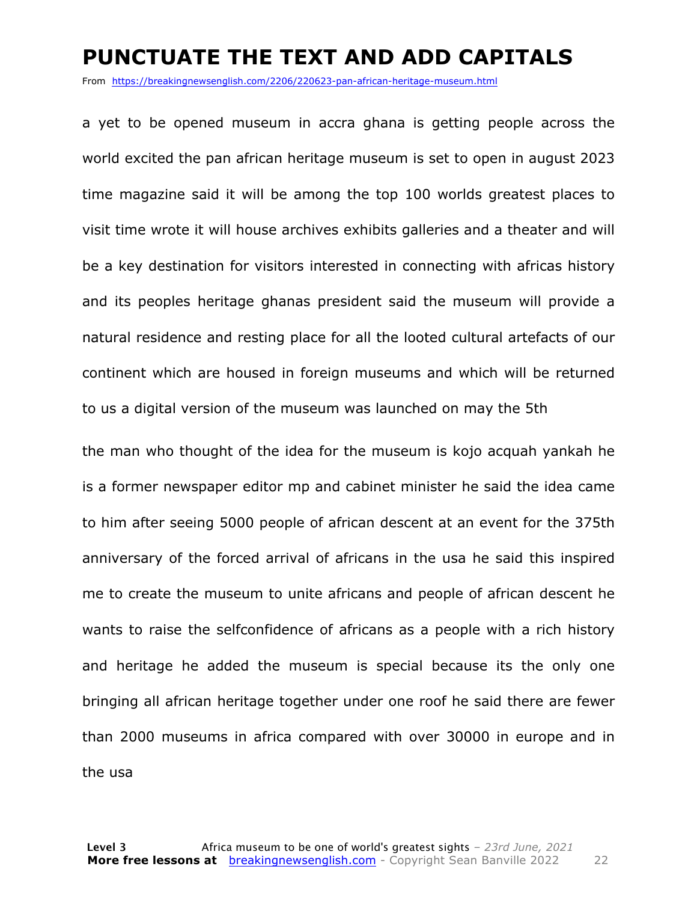# PUNCTUATE THE TEXT AND ADD CAPITALS

From https://breakingnewsenglish.com/2206/220623-pan-african-heritage-museum.html

a yet to be opened museum in accra ghana is getting people across the world excited the pan african heritage museum is set to open in august 2023 time magazine said it will be among the top 100 worlds greatest places to visit time wrote it will house archives exhibits galleries and a theater and will be a key destination for visitors interested in connecting with africas history and its peoples heritage ghanas president said the museum will provide a natural residence and resting place for all the looted cultural artefacts of our continent which are housed in foreign museums and which will be returned to us a digital version of the museum was launched on may the 5th

the man who thought of the idea for the museum is kojo acquah yankah he is a former newspaper editor mp and cabinet minister he said the idea came to him after seeing 5000 people of african descent at an event for the 375th anniversary of the forced arrival of africans in the usa he said this inspired me to create the museum to unite africans and people of african descent he wants to raise the selfconfidence of africans as a people with a rich history and heritage he added the museum is special because its the only one bringing all african heritage together under one roof he said there are fewer than 2000 museums in africa compared with over 30000 in europe and in the usa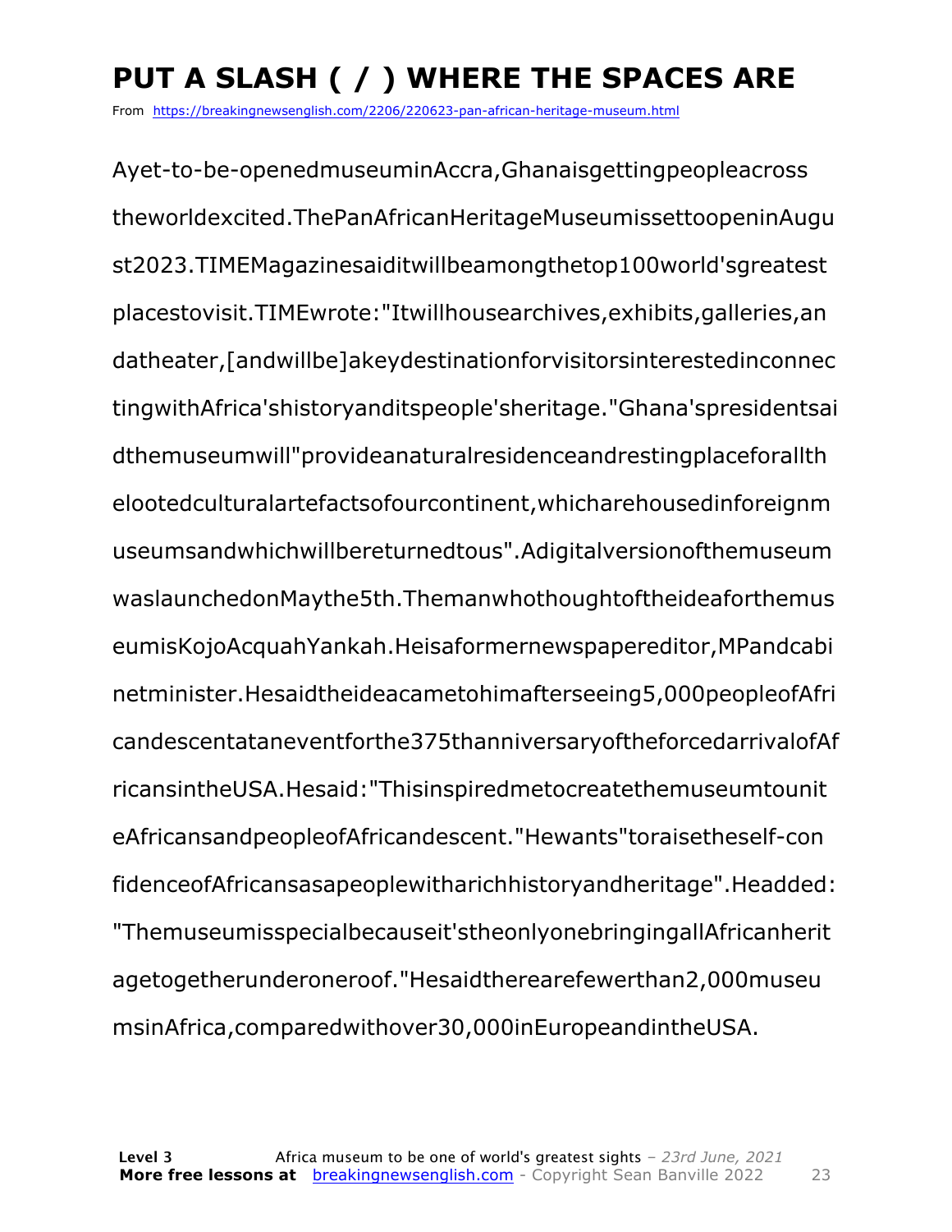# PUT A SLASH ( / ) WHERE THE SPACES ARE

From https://breakingnewsenglish.com/2206/220623-pan-african-heritage-museum.html

Ayet-to-be-openedmuseuminAccra,Ghanaisgettingpeopleacross theworldexcited.ThePanAfricanHeritageMuseumissettoopeninAugu st2023.TIMEMagazinesaiditwillbeamongthetop100world'sgreatest placestovisit.TIMEwrote:"Itwillhousearchives,exhibits,galleries,an datheater,[andwillbe]akeydestinationforvisitorsinterestedinconnec tingwithAfrica'shistoryanditspeople'sheritage."Ghana'spresidentsai dthemuseumwill"provideanaturalresidenceandrestingplaceforallth elootedculturalartefactsofourcontinent,whicharehousedinforeignm useumsandwhichwillbereturnedtous".Adigitalversionofthemuseum waslaunchedonMaythe5th.Themanwhothoughtoftheideaforthemus eumisKojoAcquahYankah.Heisaformernewspapereditor,MPandcabi netminister.Hesaidtheideacametohimafterseeing5,000peopleofAfri candescentataneventforthe375thanniversaryoftheforcedarrivalofAf ricansintheUSA.Hesaid:"Thisinspiredmetocreatethemuseumtounit eAfricansandpeopleofAfricandescent."Hewants"toraisetheself-con fidenceofAfricansasapeoplewitharichhistoryandheritage".Headded: "Themuseumisspecialbecauseit'stheonlyonebringingallAfricanherit agetogetherunderoneroof."Hesaidtherearefewerthan2,000museu msinAfrica,comparedwithover30,000inEuropeandintheUSA.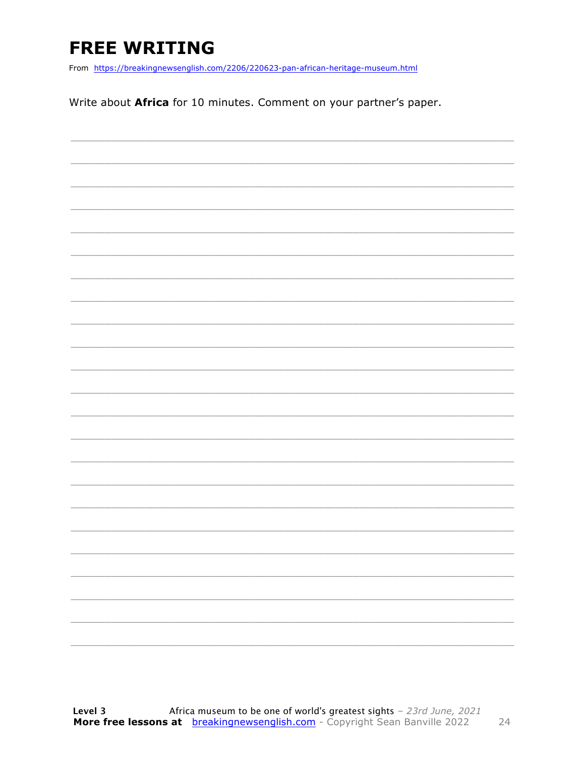# FREE WRITING

From https://breakingnewsenglish.com/2206/220623-pan-african-heritage-museum.html

Write about **Africa** for 10 minutes. Comment on your partner's paper.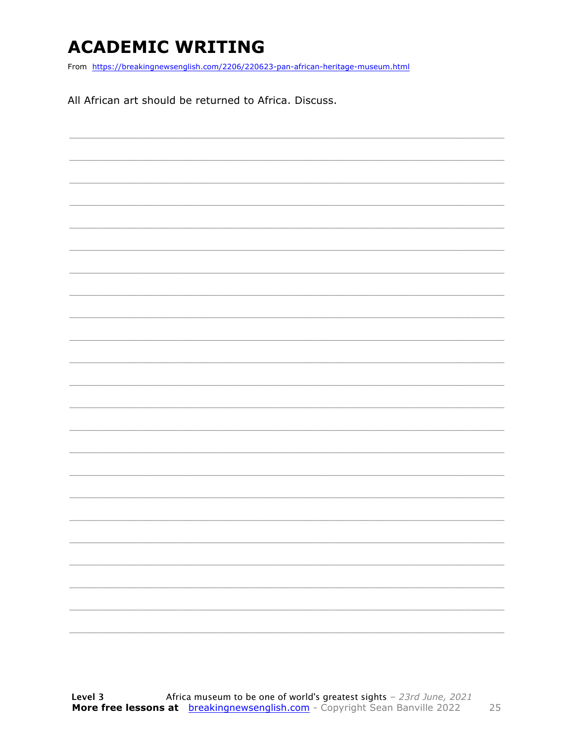# ACADEMIC WRITING

From https://breakingnewsenglish.com/2206/220623-pan-african-heritage-museum.html

All African art should be returned to Africa. Discuss.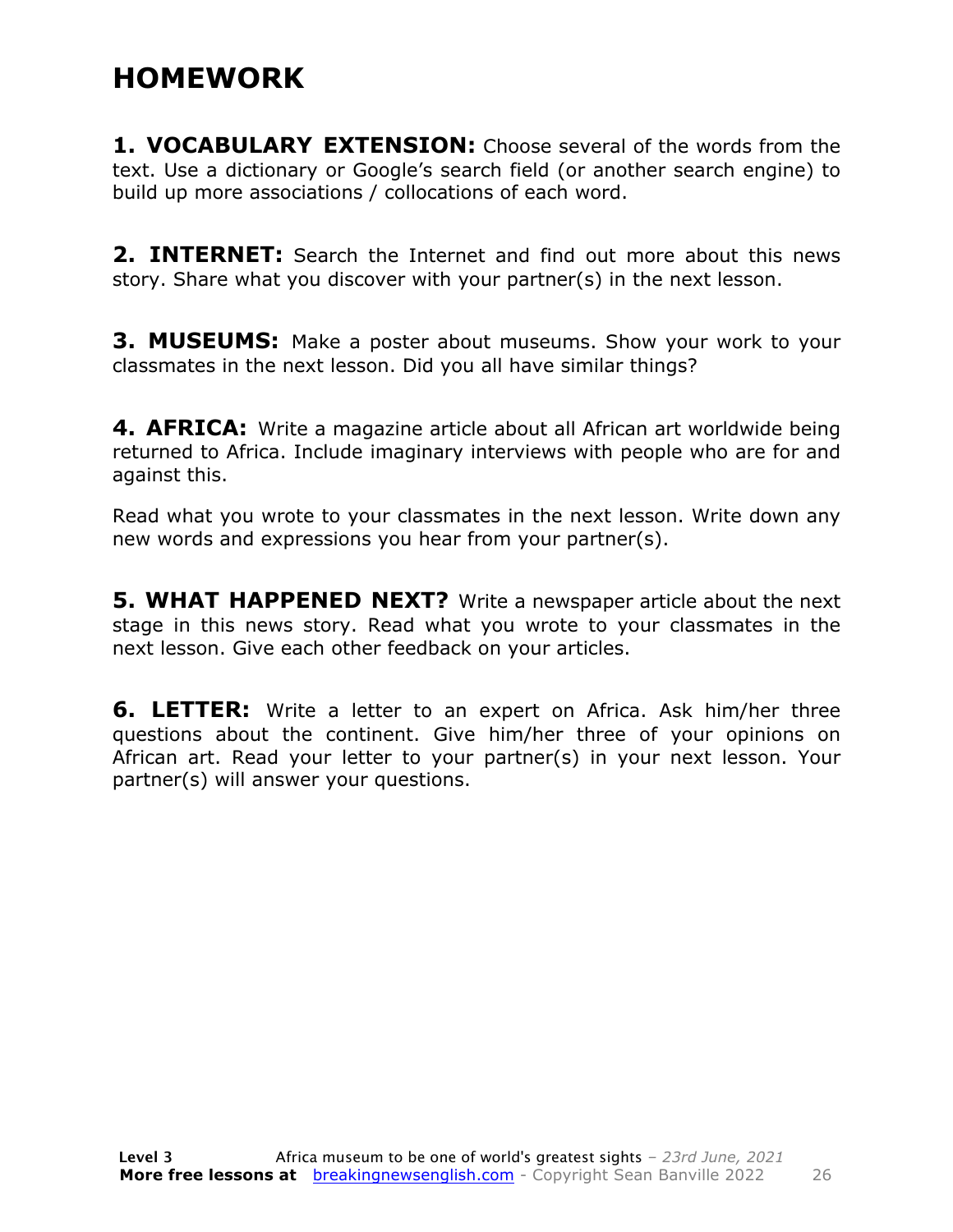# HOMEWORK

**1. VOCABULARY EXTENSION:** Choose several of the words from the text. Use a dictionary or Google's search field (or another search engine) to build up more associations / collocations of each word.

**2. INTERNET:** Search the Internet and find out more about this news story. Share what you discover with your partner(s) in the next lesson.

**3. MUSEUMS:** Make a poster about museums. Show your work to your classmates in the next lesson. Did you all have similar things?

**4. AFRICA:** Write a magazine article about all African art worldwide being returned to Africa. Include imaginary interviews with people who are for and against this.

Read what you wrote to your classmates in the next lesson. Write down any new words and expressions you hear from your partner(s).

**5. WHAT HAPPENED NEXT?** Write a newspaper article about the next stage in this news story. Read what you wrote to your classmates in the next lesson. Give each other feedback on your articles.

**6. LETTER:** Write a letter to an expert on Africa. Ask him/her three questions about the continent. Give him/her three of your opinions on African art. Read your letter to your partner(s) in your next lesson. Your partner(s) will answer your questions.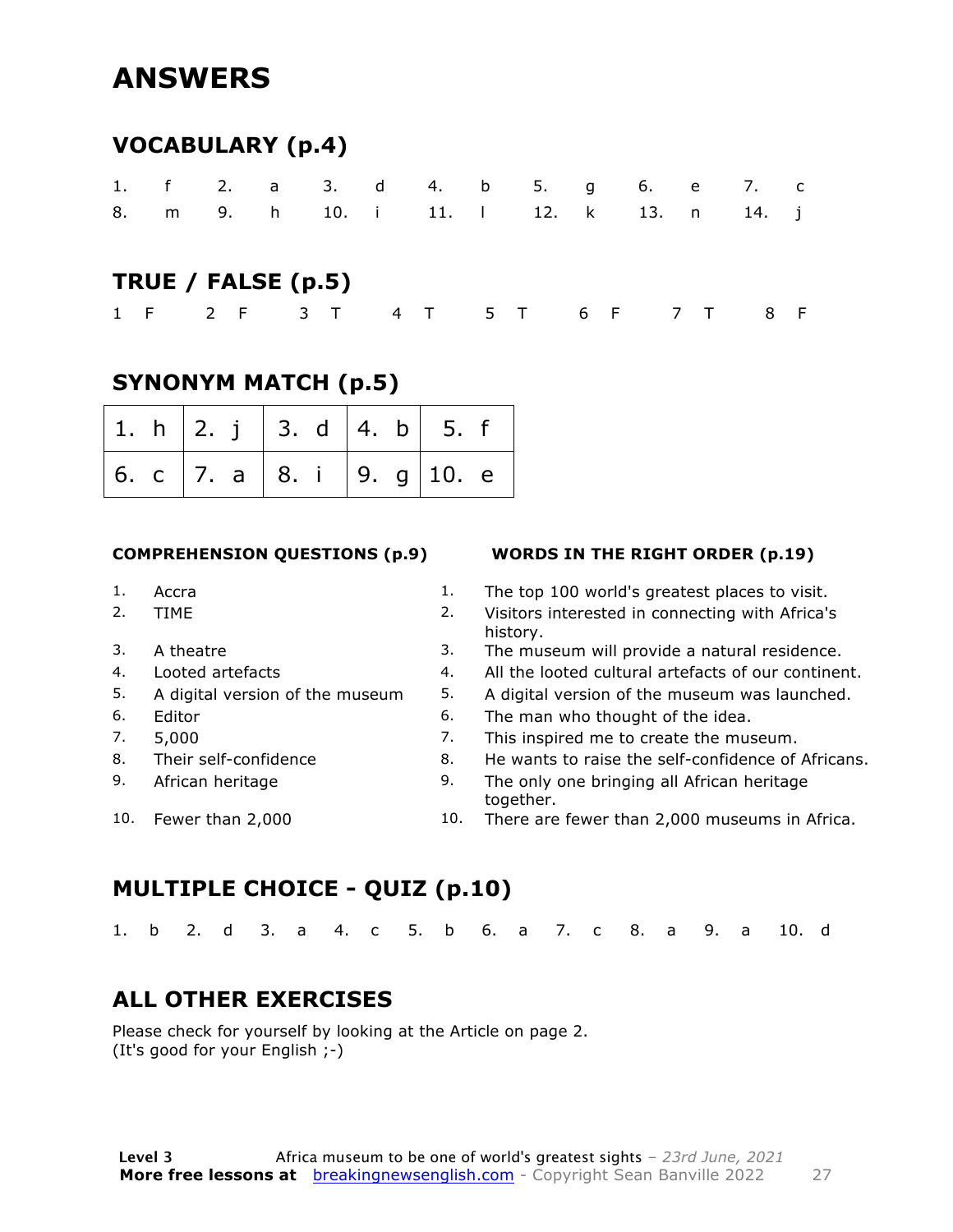# ANSWERS

## VOCABULARY (p.4)

| | | | | | | | | | | | | | |
|---|---|---|---|---|---|---|---|---|---|---|---|---|---|
| 1. | f | 2. | a | 3. | d | 4. | b | 5. | g | 6. | e | 7. | c |
| 8. | m | 9. | h | 10. | i | 11. | l | 12. | k | 13. | n | 14. | j |

## TRUE / FALSE (p.5)

| | | | | | | | | | | | | | | | |
|---|---|---|---|---|---|---|---|---|---|---|---|---|---|---|---|
| 1 | F | 2 | F | 3 | T | 4 | T | 5 | T | 6 | F | 7 | T | 8 | F |

## SYNONYM MATCH (p.5)

| | | | | |
|---|---|---|---|---|
| 1. h | 2. j | 3. d | 4. b | 5. f |
| 6. c | 7. a | 8. i | 9. g | 10. e |

### COMPREHENSION QUESTIONS (p.9)

1. Accra
2. TIME
3. A theatre
4. Looted artefacts
5. A digital version of the museum
6. Editor
7. 5,000
8. Their self-confidence
9. African heritage
10. Fewer than 2,000

### WORDS IN THE RIGHT ORDER (p.19)

1. The top 100 world's greatest places to visit.
2. Visitors interested in connecting with Africa's history.
3. The museum will provide a natural residence.
4. All the looted cultural artefacts of our continent.
5. A digital version of the museum was launched.
6. The man who thought of the idea.
7. This inspired me to create the museum.
8. He wants to raise the self-confidence of Africans.
9. The only one bringing all African heritage together.
10. There are fewer than 2,000 museums in Africa.

## MULTIPLE CHOICE - QUIZ (p.10)

| | | | | | | | | | | | | | | | | | | | |
|---|---|---|---|---|---|---|---|---|---|---|---|---|---|---|---|---|---|---|---|
| 1. | b | 2. | d | 3. | a | 4. | c | 5. | b | 6. | a | 7. | c | 8. | a | 9. | a | 10. | d |

## ALL OTHER EXERCISES

Please check for yourself by looking at the Article on page 2.
(It's good for your English ;-)